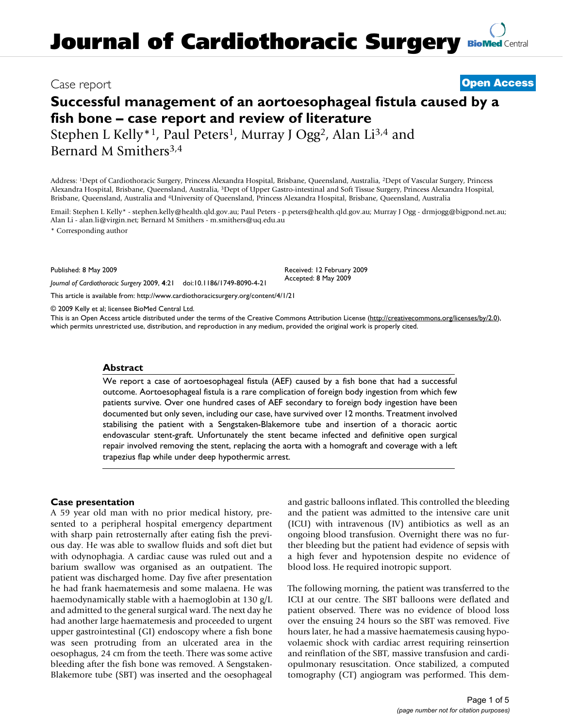# Journal of Cardiothoracic Surgery

Case report

**Open Access**

## Successful management of an aortoesophageal fistula caused by a fish bone – case report and review of literature

Stephen L Kelly*[1], Paul Peters[1], Murray J Ogg[2], Alan Li[3,4] and Bernard M Smithers[3,4]

Address: [1]Dept of Cardiothoracic Surgery, Princess Alexandra Hospital, Brisbane, Queensland, Australia, [2]Dept of Vascular Surgery, Princess Alexandra Hospital, Brisbane, Queensland, Australia, [3]Dept of Upper Gastro-intestinal and Soft Tissue Surgery, Princess Alexandra Hospital, Brisbane, Queensland, Australia and [4]University of Queensland, Princess Alexandra Hospital, Brisbane, Queensland, Australia

Email: Stephen L Kelly* - stephen.kelly@health.qld.gov.au; Paul Peters - p.peters@health.qld.gov.au; Murray J Ogg - drmjogg@bigpond.net.au; Alan Li - alan.li@virgin.net; Bernard M Smithers - m.smithers@uq.edu.au

\* Corresponding author

Published: 8 May 2009

Received: 12 February 2009
Accepted: 8 May 2009

*Journal of Cardiothoracic Surgery* 2009, **4**:21 doi:10.1186/1749-8090-4-21

This article is available from: http://www.cardiothoracicsurgery.org/content/4/1/21

© 2009 Kelly et al; licensee BioMed Central Ltd.

This is an Open Access article distributed under the terms of the Creative Commons Attribution License (http://creativecommons.org/licenses/by/2.0), which permits unrestricted use, distribution, and reproduction in any medium, provided the original work is properly cited.

### Abstract

We report a case of aortoesophageal fistula (AEF) caused by a fish bone that had a successful outcome. Aortoesophageal fistula is a rare complication of foreign body ingestion from which few patients survive. Over one hundred cases of AEF secondary to foreign body ingestion have been documented but only seven, including our case, have survived over 12 months. Treatment involved stabilising the patient with a Sengstaken-Blakemore tube and insertion of a thoracic aortic endovascular stent-graft. Unfortunately the stent became infected and definitive open surgical repair involved removing the stent, replacing the aorta with a homograft and coverage with a left trapezius flap while under deep hypothermic arrest.

### Case presentation

A 59 year old man with no prior medical history, presented to a peripheral hospital emergency department with sharp pain retrosternally after eating fish the previous day. He was able to swallow fluids and soft diet but with odynophagia. A cardiac cause was ruled out and a barium swallow was organised as an outpatient. The patient was discharged home. Day five after presentation he had frank haematemesis and some malaena. He was haemodynamically stable with a haemoglobin at 130 g/L and admitted to the general surgical ward. The next day he had another large haematemesis and proceeded to urgent upper gastrointestinal (GI) endoscopy where a fish bone was seen protruding from an ulcerated area in the oesophagus, 24 cm from the teeth. There was some active bleeding after the fish bone was removed. A Sengstaken-Blakemore tube (SBT) was inserted and the oesophageal and gastric balloons inflated. This controlled the bleeding and the patient was admitted to the intensive care unit (ICU) with intravenous (IV) antibiotics as well as an ongoing blood transfusion. Overnight there was no further bleeding but the patient had evidence of sepsis with a high fever and hypotension despite no evidence of blood loss. He required inotropic support.

The following morning, the patient was transferred to the ICU at our centre. The SBT balloons were deflated and patient observed. There was no evidence of blood loss over the ensuing 24 hours so the SBT was removed. Five hours later, he had a massive haematemesis causing hypovolaemic shock with cardiac arrest requiring reinsertion and reinflation of the SBT, massive transfusion and cardiopulmonary resuscitation. Once stabilized, a computed tomography (CT) angiogram was performed. This dem-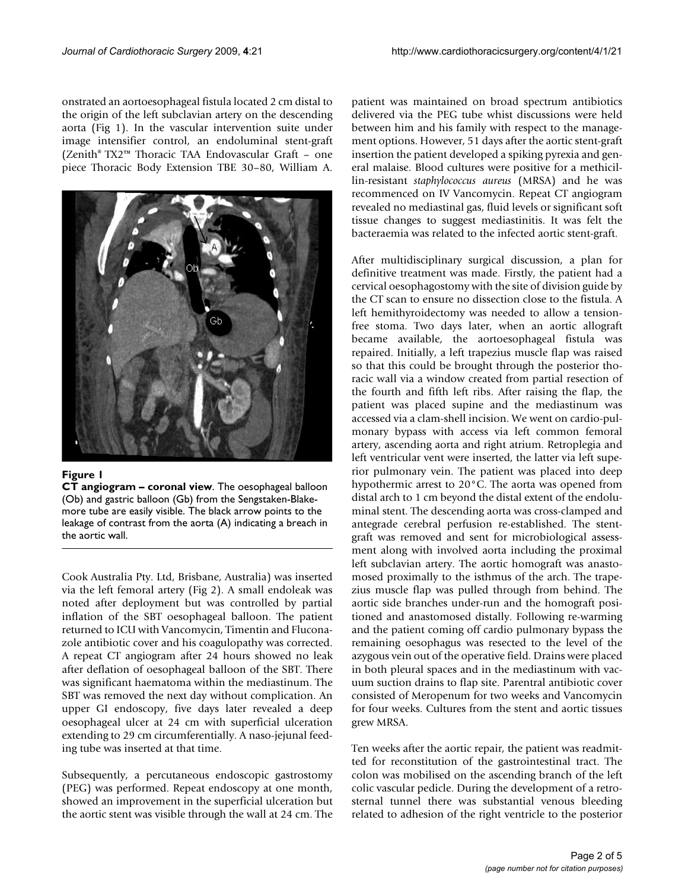onstrated an aortoesophageal fistula located 2 cm distal to the origin of the left subclavian artery on the descending aorta (Fig 1). In the vascular intervention suite under image intensifier control, an endoluminal stent-graft (Zenith® TX2™ Thoracic TAA Endovascular Graft – one piece Thoracic Body Extension TBE 30–80, William A. Cook Australia Pty. Ltd, Brisbane, Australia) was inserted via the left femoral artery (Fig 2). A small endoleak was noted after deployment but was controlled by partial inflation of the SBT oesophageal balloon. The patient returned to ICU with Vancomycin, Timentin and Fluconazole antibiotic cover and his coagulopathy was corrected. A repeat CT angiogram after 24 hours showed no leak after deflation of oesophageal balloon of the SBT. There was significant haematoma within the mediastinum. The SBT was removed the next day without complication. An upper GI endoscopy, five days later revealed a deep oesophageal ulcer at 24 cm with superficial ulceration extending to 29 cm circumferentially. A naso-jejunal feeding tube was inserted at that time.

**Figure 1**
**CT angiogram – coronal view**. The oesophageal balloon (Ob) and gastric balloon (Gb) from the Sengstaken-Blakemore tube are easily visible. The black arrow points to the leakage of contrast from the aorta (A) indicating a breach in the aortic wall.

Subsequently, a percutaneous endoscopic gastrostomy (PEG) was performed. Repeat endoscopy at one month, showed an improvement in the superficial ulceration but the aortic stent was visible through the wall at 24 cm. The patient was maintained on broad spectrum antibiotics delivered via the PEG tube whist discussions were held between him and his family with respect to the management options. However, 51 days after the aortic stent-graft insertion the patient developed a spiking pyrexia and general malaise. Blood cultures were positive for a methicillin-resistant *staphylococcus aureus* (MRSA) and he was recommenced on IV Vancomycin. Repeat CT angiogram revealed no mediastinal gas, fluid levels or significant soft tissue changes to suggest mediastinitis. It was felt the bacteraemia was related to the infected aortic stent-graft.

After multidisciplinary surgical discussion, a plan for definitive treatment was made. Firstly, the patient had a cervical oesophagostomy with the site of division guide by the CT scan to ensure no dissection close to the fistula. A left hemithyroidectomy was needed to allow a tension-free stoma. Two days later, when an aortic allograft became available, the aortoesophageal fistula was repaired. Initially, a left trapezius muscle flap was raised so that this could be brought through the posterior thoracic wall via a window created from partial resection of the fourth and fifth left ribs. After raising the flap, the patient was placed supine and the mediastinum was accessed via a clam-shell incision. We went on cardio-pulmonary bypass with access via left common femoral artery, ascending aorta and right atrium. Retroplegia and left ventricular vent were inserted, the latter via left superior pulmonary vein. The patient was placed into deep hypothermic arrest to 20°C. The aorta was opened from distal arch to 1 cm beyond the distal extent of the endoluminal stent. The descending aorta was cross-clamped and antegrade cerebral perfusion re-established. The stent-graft was removed and sent for microbiological assessment along with involved aorta including the proximal left subclavian artery. The aortic homograft was anastomosed proximally to the isthmus of the arch. The trapezius muscle flap was pulled through from behind. The aortic side branches under-run and the homograft positioned and anastomosed distally. Following re-warming and the patient coming off cardio pulmonary bypass the remaining oesophagus was resected to the level of the azygous vein out of the operative field. Drains were placed in both pleural spaces and in the mediastinum with vacuum suction drains to flap site. Parentral antibiotic cover consisted of Meropenum for two weeks and Vancomycin for four weeks. Cultures from the stent and aortic tissues grew MRSA.

Ten weeks after the aortic repair, the patient was readmitted for reconstitution of the gastrointestinal tract. The colon was mobilised on the ascending branch of the left colic vascular pedicle. During the development of a retrosternal tunnel there was substantial venous bleeding related to adhesion of the right ventricle to the posterior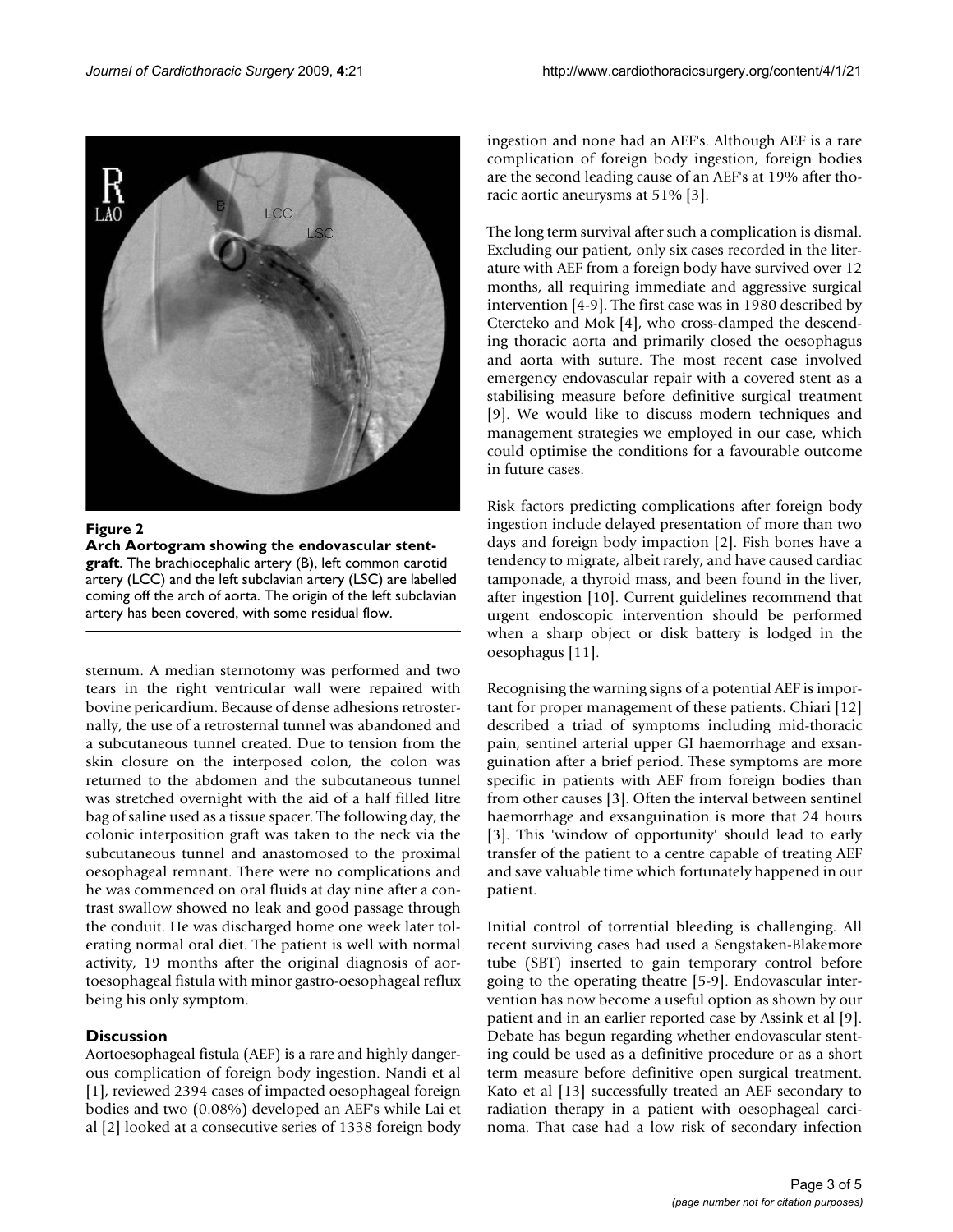**Figure 2**

**Arch Aortogram showing the endovascular stent-graft**. The brachiocephalic artery (B), left common carotid artery (LCC) and the left subclavian artery (LSC) are labelled coming off the arch of aorta. The origin of the left subclavian artery has been covered, with some residual flow.

sternum. A median sternotomy was performed and two tears in the right ventricular wall were repaired with bovine pericardium. Because of dense adhesions retrosternally, the use of a retrosternal tunnel was abandoned and a subcutaneous tunnel created. Due to tension from the skin closure on the interposed colon, the colon was returned to the abdomen and the subcutaneous tunnel was stretched overnight with the aid of a half filled litre bag of saline used as a tissue spacer. The following day, the colonic interposition graft was taken to the neck via the subcutaneous tunnel and anastomosed to the proximal oesophageal remnant. There were no complications and he was commenced on oral fluids at day nine after a contrast swallow showed no leak and good passage through the conduit. He was discharged home one week later tolerating normal oral diet. The patient is well with normal activity, 19 months after the original diagnosis of aortoesophageal fistula with minor gastro-oesophageal reflux being his only symptom.

## Discussion

Aortoesophageal fistula (AEF) is a rare and highly dangerous complication of foreign body ingestion. Nandi et al [1], reviewed 2394 cases of impacted oesophageal foreign bodies and two (0.08%) developed an AEF's while Lai et al [2] looked at a consecutive series of 1338 foreign body ingestion and none had an AEF's. Although AEF is a rare complication of foreign body ingestion, foreign bodies are the second leading cause of an AEF's at 19% after thoracic aortic aneurysms at 51% [3].

The long term survival after such a complication is dismal. Excluding our patient, only six cases recorded in the literature with AEF from a foreign body have survived over 12 months, all requiring immediate and aggressive surgical intervention [4-9]. The first case was in 1980 described by Ctercteko and Mok [4], who cross-clamped the descending thoracic aorta and primarily closed the oesophagus and aorta with suture. The most recent case involved emergency endovascular repair with a covered stent as a stabilising measure before definitive surgical treatment [9]. We would like to discuss modern techniques and management strategies we employed in our case, which could optimise the conditions for a favourable outcome in future cases.

Risk factors predicting complications after foreign body ingestion include delayed presentation of more than two days and foreign body impaction [2]. Fish bones have a tendency to migrate, albeit rarely, and have caused cardiac tamponade, a thyroid mass, and been found in the liver, after ingestion [10]. Current guidelines recommend that urgent endoscopic intervention should be performed when a sharp object or disk battery is lodged in the oesophagus [11].

Recognising the warning signs of a potential AEF is important for proper management of these patients. Chiari [12] described a triad of symptoms including mid-thoracic pain, sentinel arterial upper GI haemorrhage and exsanguination after a brief period. These symptoms are more specific in patients with AEF from foreign bodies than from other causes [3]. Often the interval between sentinel haemorrhage and exsanguination is more that 24 hours [3]. This 'window of opportunity' should lead to early transfer of the patient to a centre capable of treating AEF and save valuable time which fortunately happened in our patient.

Initial control of torrential bleeding is challenging. All recent surviving cases had used a Sengstaken-Blakemore tube (SBT) inserted to gain temporary control before going to the operating theatre [5-9]. Endovascular intervention has now become a useful option as shown by our patient and in an earlier reported case by Assink et al [9]. Debate has begun regarding whether endovascular stenting could be used as a definitive procedure or as a short term measure before definitive open surgical treatment. Kato et al [13] successfully treated an AEF secondary to radiation therapy in a patient with oesophageal carcinoma. That case had a low risk of secondary infection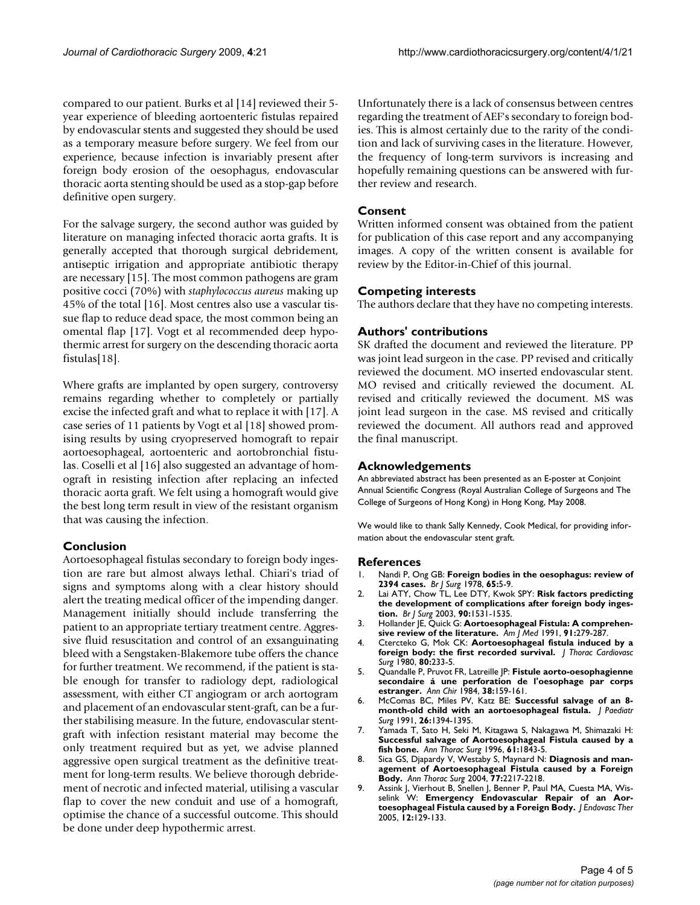compared to our patient. Burks et al [14] reviewed their 5-year experience of bleeding aortoenteric fistulas repaired by endovascular stents and suggested they should be used as a temporary measure before surgery. We feel from our experience, because infection is invariably present after foreign body erosion of the oesophagus, endovascular thoracic aorta stenting should be used as a stop-gap before definitive open surgery.

For the salvage surgery, the second author was guided by literature on managing infected thoracic aorta grafts. It is generally accepted that thorough surgical debridement, antiseptic irrigation and appropriate antibiotic therapy are necessary [15]. The most common pathogens are gram positive cocci (70%) with *staphylococcus aureus* making up 45% of the total [16]. Most centres also use a vascular tissue flap to reduce dead space, the most common being an omental flap [17]. Vogt et al recommended deep hypothermic arrest for surgery on the descending thoracic aorta fistulas[18].

Where grafts are implanted by open surgery, controversy remains regarding whether to completely or partially excise the infected graft and what to replace it with [17]. A case series of 11 patients by Vogt et al [18] showed promising results by using cryopreserved homograft to repair aortoesophageal, aortoenteric and aortobronchial fistulas. Coselli et al [16] also suggested an advantage of homograft in resisting infection after replacing an infected thoracic aorta graft. We felt using a homograft would give the best long term result in view of the resistant organism that was causing the infection.

## Conclusion

Aortoesophageal fistulas secondary to foreign body ingestion are rare but almost always lethal. Chiari's triad of signs and symptoms along with a clear history should alert the treating medical officer of the impending danger. Management initially should include transferring the patient to an appropriate tertiary treatment centre. Aggressive fluid resuscitation and control of an exsanguinating bleed with a Sengstaken-Blakemore tube offers the chance for further treatment. We recommend, if the patient is stable enough for transfer to radiology dept, radiological assessment, with either CT angiogram or arch aortogram and placement of an endovascular stent-graft, can be a further stabilising measure. In the future, endovascular stent-graft with infection resistant material may become the only treatment required but as yet, we advise planned aggressive open surgical treatment as the definitive treatment for long-term results. We believe thorough debridement of necrotic and infected material, utilising a vascular flap to cover the new conduit and use of a homograft, optimise the chance of a successful outcome. This should be done under deep hypothermic arrest.

Unfortunately there is a lack of consensus between centres regarding the treatment of AEF's secondary to foreign bodies. This is almost certainly due to the rarity of the condition and lack of surviving cases in the literature. However, the frequency of long-term survivors is increasing and hopefully remaining questions can be answered with further review and research.

## Consent

Written informed consent was obtained from the patient for publication of this case report and any accompanying images. A copy of the written consent is available for review by the Editor-in-Chief of this journal.

## Competing interests

The authors declare that they have no competing interests.

## Authors' contributions

SK drafted the document and reviewed the literature. PP was joint lead surgeon in the case. PP revised and critically reviewed the document. MO inserted endovascular stent. MO revised and critically reviewed the document. AL revised and critically reviewed the document. MS was joint lead surgeon in the case. MS revised and critically reviewed the document. All authors read and approved the final manuscript.

## Acknowledgements

An abbreviated abstract has been presented as an E-poster at Conjoint Annual Scientific Congress (Royal Australian College of Surgeons and The College of Surgeons of Hong Kong) in Hong Kong, May 2008.

We would like to thank Sally Kennedy, Cook Medical, for providing information about the endovascular stent graft.

## References

1. Nandi P, Ong GB: **Foreign bodies in the oesophagus: review of 2394 cases.** *Br J Surg* 1978, **65:**5-9.
2. Lai ATY, Chow TL, Lee DTY, Kwok SPY: **Risk factors predicting the development of complications after foreign body ingestion.** *Br J Surg* 2003, **90:**1531-1535.
3. Hollander JE, Quick G: **Aortoesophageal Fistula: A comprehensive review of the literature.** *Am J Med* 1991, **91:**279-287.
4. Ctercteko G, Mok CK: **Aortoesophageal fistula induced by a foreign body: the first recorded survival.** *J Thorac Cardiovasc Surg* 1980, **80:**233-5.
5. Quandalle P, Pruvot FR, Latreille JP: **Fistule aorto-oesophagienne secondaire á une perforation de l'oesophage par corps estranger.** *Ann Chir* 1984, **38:**159-161.
6. McComas BC, Miles PV, Katz BE: **Successful salvage of an 8-month-old child with an aortoesophageal fistula.** *J Paediatr Surg* 1991, **26:**1394-1395.
7. Yamada T, Sato H, Seki M, Kitagawa S, Nakagawa M, Shimazaki H: **Successful salvage of Aortoesophageal Fistula caused by a fish bone.** *Ann Thorac Surg* 1996, **61:**1843-5.
8. Sica GS, Djapardy V, Westaby S, Maynard N: **Diagnosis and management of Aortoesophageal Fistula caused by a Foreign Body.** *Ann Thorac Surg* 2004, **77:**2217-2218.
9. Assink J, Vierhout B, Snellen J, Benner P, Paul MA, Cuesta MA, Wisselink W: **Emergency Endovascular Repair of an Aortoesophageal Fistula caused by a Foreign Body.** *J Endovasc Ther* 2005, **12:**129-133.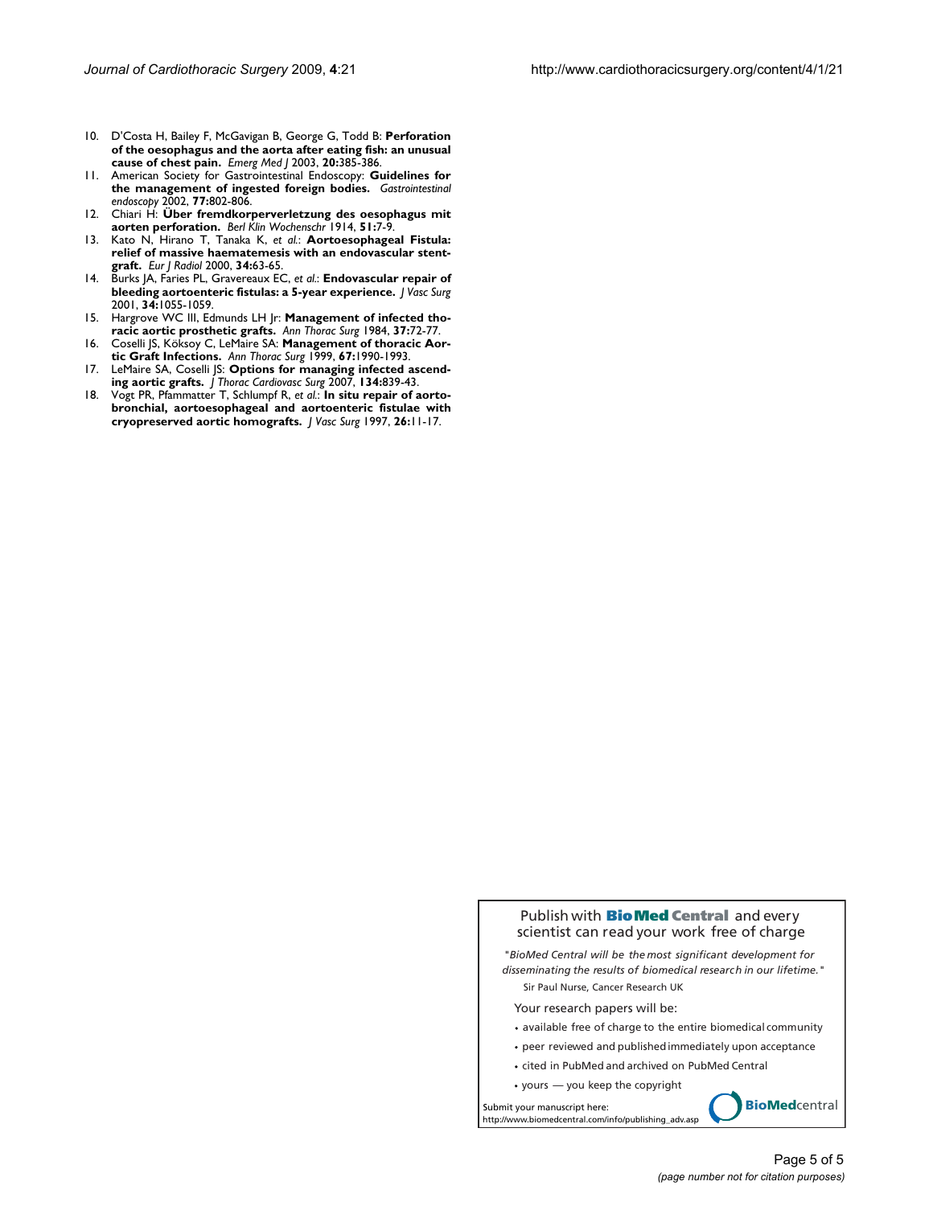10. D'Costa H, Bailey F, McGavigan B, George G, Todd B: **Perforation of the oesophagus and the aorta after eating fish: an unusual cause of chest pain.** *Emerg Med J* 2003, **20:**385-386.
11. American Society for Gastrointestinal Endoscopy: **Guidelines for the management of ingested foreign bodies.** *Gastrointestinal endoscopy* 2002, **77:**802-806.
12. Chiari H: **Über fremdkorperverletzung des oesophagus mit aorten perforation.** *Berl Klin Wochenschr* 1914, **51:**7-9.
13. Kato N, Hirano T, Tanaka K, *et al.*: **Aortoesophageal Fistula: relief of massive haematemesis with an endovascular stent-graft.** *Eur J Radiol* 2000, **34:**63-65.
14. Burks JA, Faries PL, Gravereaux EC, *et al.*: **Endovascular repair of bleeding aortoenteric fistulas: a 5-year experience.** *J Vasc Surg* 2001, **34:**1055-1059.
15. Hargrove WC III, Edmunds LH Jr: **Management of infected thoracic aortic prosthetic grafts.** *Ann Thorac Surg* 1984, **37:**72-77.
16. Coselli JS, Köksoy C, LeMaire SA: **Management of thoracic Aortic Graft Infections.** *Ann Thorac Surg* 1999, **67:**1990-1993.
17. LeMaire SA, Coselli JS: **Options for managing infected ascending aortic grafts.** *J Thorac Cardiovasc Surg* 2007, **134:**839-43.
18. Vogt PR, Pfammatter T, Schlumpf R, *et al.*: **In situ repair of aortobronchial, aortoesophageal and aortoenteric fistulae with cryopreserved aortic homografts.** *J Vasc Surg* 1997, **26:**11-17.

Publish with **BioMed Central** and every scientist can read your work free of charge

*"BioMed Central will be the most significant development for disseminating the results of biomedical research in our lifetime."*

Sir Paul Nurse, Cancer Research UK

Your research papers will be:

- available free of charge to the entire biomedical community
- peer reviewed and published immediately upon acceptance
- cited in PubMed and archived on PubMed Central
- yours — you keep the copyright

Submit your manuscript here:
http://www.biomedcentral.com/info/publishing_adv.asp

**BioMed**central